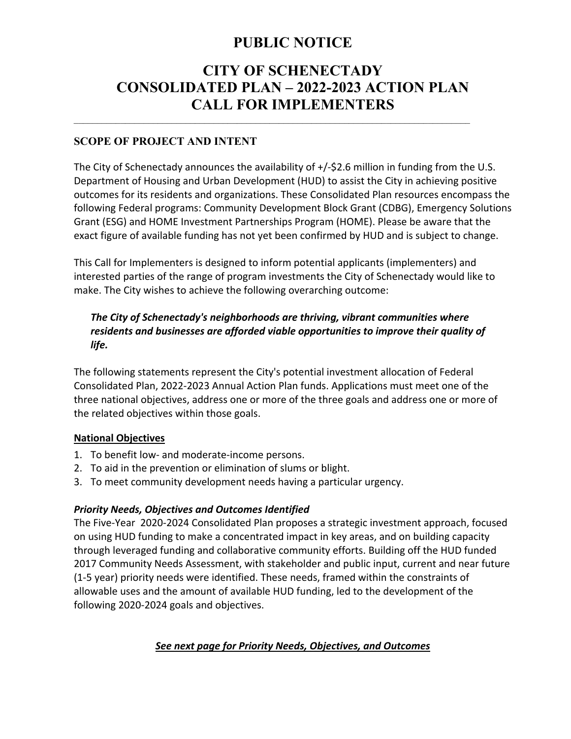# PUBLIC NOTICE

# CITY OF SCHENECTADY
# CONSOLIDATED PLAN – 2022-2023 ACTION PLAN
# CALL FOR IMPLEMENTERS

---

### SCOPE OF PROJECT AND INTENT

The City of Schenectady announces the availability of +/-$2.6 million in funding from the U.S. Department of Housing and Urban Development (HUD) to assist the City in achieving positive outcomes for its residents and organizations. These Consolidated Plan resources encompass the following Federal programs: Community Development Block Grant (CDBG), Emergency Solutions Grant (ESG) and HOME Investment Partnerships Program (HOME). Please be aware that the exact figure of available funding has not yet been confirmed by HUD and is subject to change.

This Call for Implementers is designed to inform potential applicants (implementers) and interested parties of the range of program investments the City of Schenectady would like to make. The City wishes to achieve the following overarching outcome:

> ***The City of Schenectady's neighborhoods are thriving, vibrant communities where residents and businesses are afforded viable opportunities to improve their quality of life.***

The following statements represent the City's potential investment allocation of Federal Consolidated Plan, 2022-2023 Annual Action Plan funds. Applications must meet one of the three national objectives, address one or more of the three goals and address one or more of the related objectives within those goals.

**<u>National Objectives</u>**

1. To benefit low- and moderate-income persons.
2. To aid in the prevention or elimination of slums or blight.
3. To meet community development needs having a particular urgency.

***Priority Needs, Objectives and Outcomes Identified***

The Five-Year 2020-2024 Consolidated Plan proposes a strategic investment approach, focused on using HUD funding to make a concentrated impact in key areas, and on building capacity through leveraged funding and collaborative community efforts. Building off the HUD funded 2017 Community Needs Assessment, with stakeholder and public input, current and near future (1-5 year) priority needs were identified. These needs, framed within the constraints of allowable uses and the amount of available HUD funding, led to the development of the following 2020-2024 goals and objectives.

***<u>See next page for Priority Needs, Objectives, and Outcomes</u>***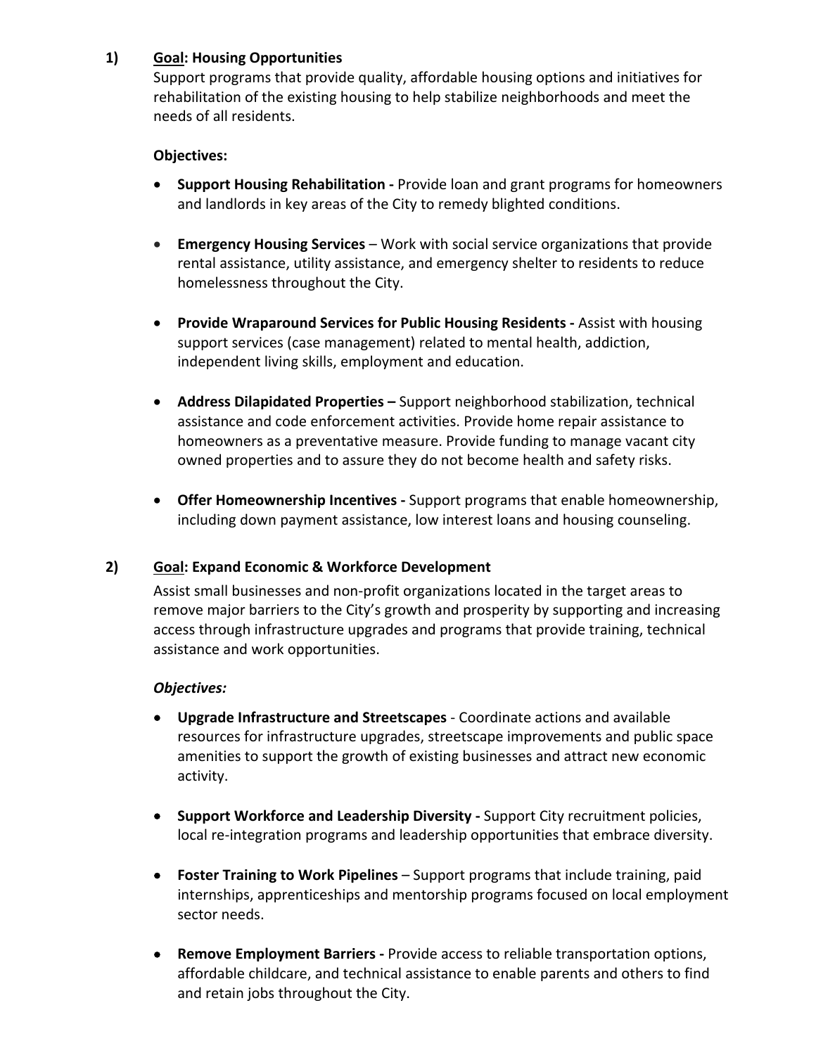1) **<u>Goal</u>: Housing Opportunities**

Support programs that provide quality, affordable housing options and initiatives for rehabilitation of the existing housing to help stabilize neighborhoods and meet the needs of all residents.

**Objectives:**

- **Support Housing Rehabilitation -** Provide loan and grant programs for homeowners and landlords in key areas of the City to remedy blighted conditions.

- **Emergency Housing Services** – Work with social service organizations that provide rental assistance, utility assistance, and emergency shelter to residents to reduce homelessness throughout the City.

- **Provide Wraparound Services for Public Housing Residents -** Assist with housing support services (case management) related to mental health, addiction, independent living skills, employment and education.

- **Address Dilapidated Properties –** Support neighborhood stabilization, technical assistance and code enforcement activities. Provide home repair assistance to homeowners as a preventative measure. Provide funding to manage vacant city owned properties and to assure they do not become health and safety risks.

- **Offer Homeownership Incentives -** Support programs that enable homeownership, including down payment assistance, low interest loans and housing counseling.

2) **<u>Goal</u>: Expand Economic & Workforce Development**

Assist small businesses and non-profit organizations located in the target areas to remove major barriers to the City's growth and prosperity by supporting and increasing access through infrastructure upgrades and programs that provide training, technical assistance and work opportunities.

***Objectives:***

- **Upgrade Infrastructure and Streetscapes** - Coordinate actions and available resources for infrastructure upgrades, streetscape improvements and public space amenities to support the growth of existing businesses and attract new economic activity.

- **Support Workforce and Leadership Diversity -** Support City recruitment policies, local re-integration programs and leadership opportunities that embrace diversity.

- **Foster Training to Work Pipelines** – Support programs that include training, paid internships, apprenticeships and mentorship programs focused on local employment sector needs.

- **Remove Employment Barriers -** Provide access to reliable transportation options, affordable childcare, and technical assistance to enable parents and others to find and retain jobs throughout the City.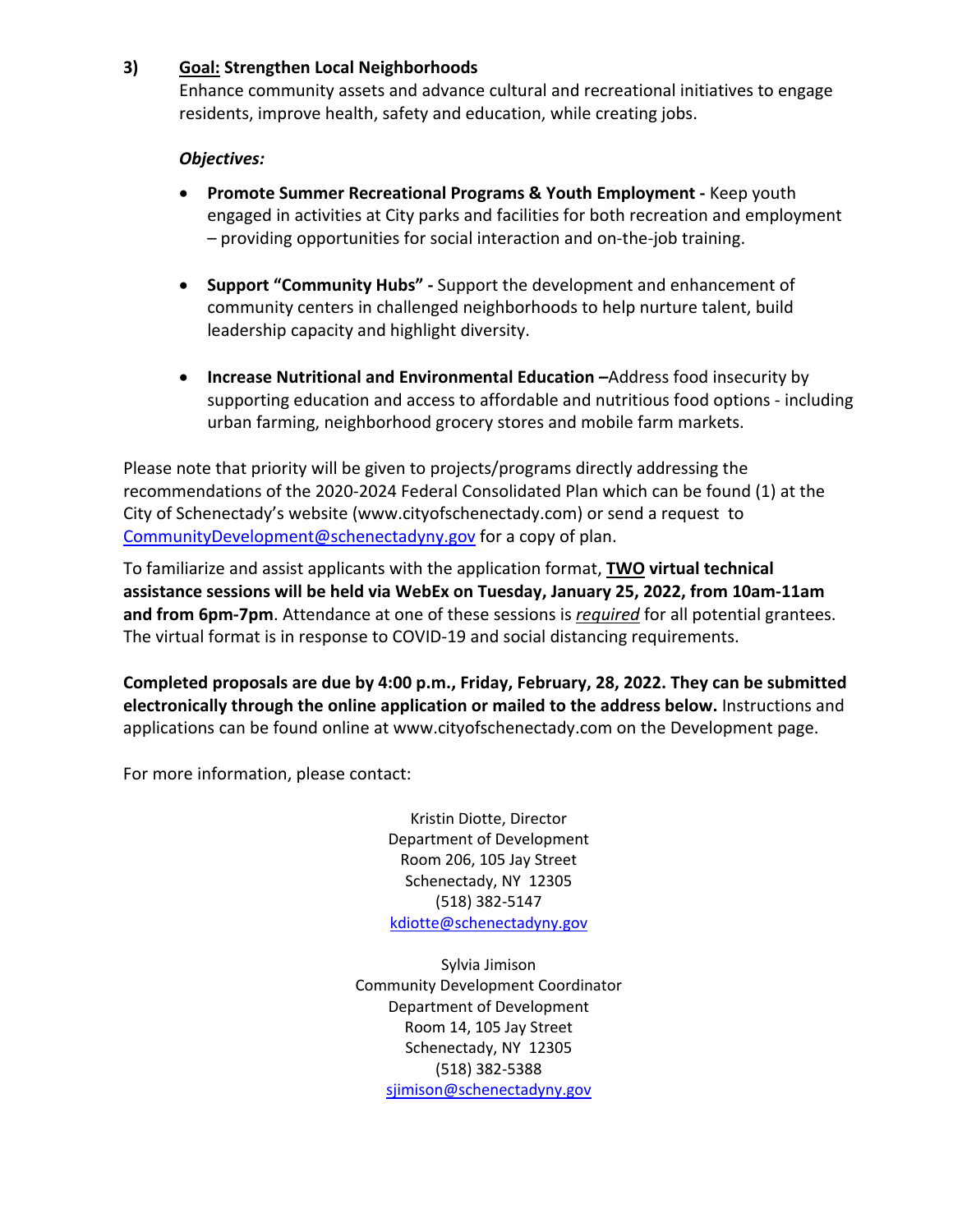3) **<u>Goal:</u> Strengthen Local Neighborhoods**
Enhance community assets and advance cultural and recreational initiatives to engage residents, improve health, safety and education, while creating jobs.

***Objectives:***

- **Promote Summer Recreational Programs & Youth Employment -** Keep youth engaged in activities at City parks and facilities for both recreation and employment – providing opportunities for social interaction and on-the-job training.

- **Support "Community Hubs" -** Support the development and enhancement of community centers in challenged neighborhoods to help nurture talent, build leadership capacity and highlight diversity.

- **Increase Nutritional and Environmental Education –**Address food insecurity by supporting education and access to affordable and nutritious food options - including urban farming, neighborhood grocery stores and mobile farm markets.

Please note that priority will be given to projects/programs directly addressing the recommendations of the 2020-2024 Federal Consolidated Plan which can be found (1) at the City of Schenectady's website (www.cityofschenectady.com) or send a request to CommunityDevelopment@schenectadyny.gov for a copy of plan.

To familiarize and assist applicants with the application format, **<u>TWO</u> virtual technical assistance sessions will be held via WebEx on Tuesday, January 25, 2022, from 10am-11am and from 6pm-7pm**. Attendance at one of these sessions is *<u>required</u>* for all potential grantees. The virtual format is in response to COVID-19 and social distancing requirements.

**Completed proposals are due by 4:00 p.m., Friday, February, 28, 2022. They can be submitted electronically through the online application or mailed to the address below.** Instructions and applications can be found online at www.cityofschenectady.com on the Development page.

For more information, please contact:

Kristin Diotte, Director
Department of Development
Room 206, 105 Jay Street
Schenectady, NY 12305
(518) 382-5147
kdiotte@schenectadyny.gov

Sylvia Jimison
Community Development Coordinator
Department of Development
Room 14, 105 Jay Street
Schenectady, NY 12305
(518) 382-5388
sjimison@schenectadyny.gov